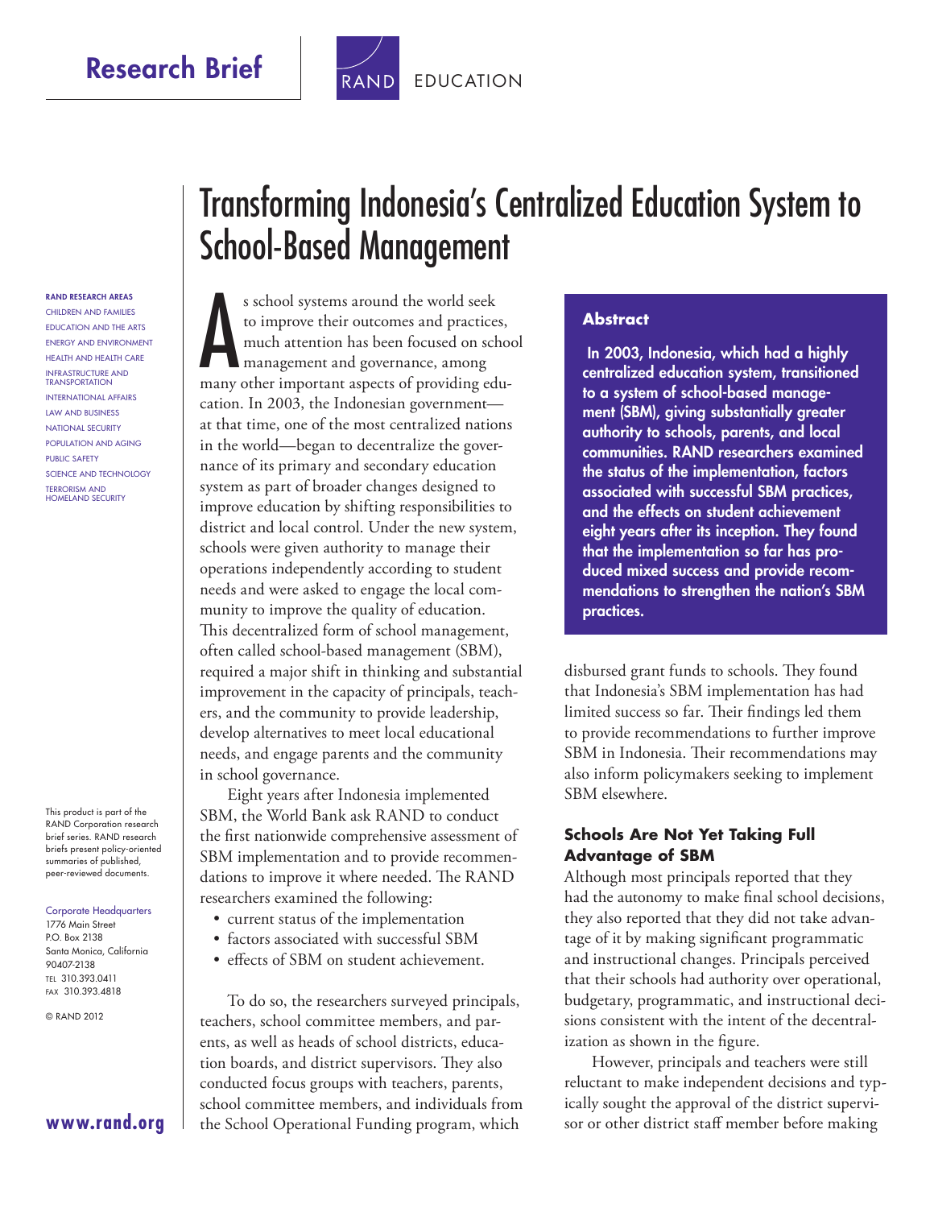Research Brief

RAND EDUCATION

# Transforming Indonesia's Centralized Education System to School-Based Management

**Abstract**

**In 2003, Indonesia, which had a highly centralized education system, transitioned to a system of school-based management (SBM), giving substantially greater authority to schools, parents, and local communities. RAND researchers examined the status of the implementation, factors associated with successful SBM practices, and the effects on student achievement eight years after its inception. They found that the implementation so far has produced mixed success and provide recommendations to strengthen the nation's SBM practices.**

As school systems around the world seek to improve their outcomes and practices, much attention has been focused on school management and governance, among many other important aspects of providing education. In 2003, the Indonesian government—at that time, one of the most centralized nations in the world—began to decentralize the governance of its primary and secondary education system as part of broader changes designed to improve education by shifting responsibilities to district and local control. Under the new system, schools were given authority to manage their operations independently according to student needs and were asked to engage the local community to improve the quality of education. This decentralized form of school management, often called school-based management (SBM), required a major shift in thinking and substantial improvement in the capacity of principals, teachers, and the community to provide leadership, develop alternatives to meet local educational needs, and engage parents and the community in school governance.

Eight years after Indonesia implemented SBM, the World Bank ask RAND to conduct the first nationwide comprehensive assessment of SBM implementation and to provide recommendations to improve it where needed. The RAND researchers examined the following:

- current status of the implementation
- factors associated with successful SBM
- effects of SBM on student achievement.

To do so, the researchers surveyed principals, teachers, school committee members, and parents, as well as heads of school districts, education boards, and district supervisors. They also conducted focus groups with teachers, parents, school committee members, and individuals from the School Operational Funding program, which disbursed grant funds to schools. They found that Indonesia's SBM implementation has had limited success so far. Their findings led them to provide recommendations to further improve SBM in Indonesia. Their recommendations may also inform policymakers seeking to implement SBM elsewhere.

## Schools Are Not Yet Taking Full Advantage of SBM

Although most principals reported that they had the autonomy to make final school decisions, they also reported that they did not take advantage of it by making significant programmatic and instructional changes. Principals perceived that their schools had authority over operational, budgetary, programmatic, and instructional decisions consistent with the intent of the decentralization as shown in the figure.

However, principals and teachers were still reluctant to make independent decisions and typically sought the approval of the district supervisor or other district staff member before making

RAND RESEARCH AREAS
CHILDREN AND FAMILIES
EDUCATION AND THE ARTS
ENERGY AND ENVIRONMENT
HEALTH AND HEALTH CARE
INFRASTRUCTURE AND TRANSPORTATION
INTERNATIONAL AFFAIRS
LAW AND BUSINESS
NATIONAL SECURITY
POPULATION AND AGING
PUBLIC SAFETY
SCIENCE AND TECHNOLOGY
TERRORISM AND HOMELAND SECURITY

This product is part of the RAND Corporation research brief series. RAND research briefs present policy-oriented summaries of published, peer-reviewed documents.

Corporate Headquarters
1776 Main Street
P.O. Box 2138
Santa Monica, California 90407-2138
TEL 310.393.0411
FAX 310.393.4818

© RAND 2012

www.rand.org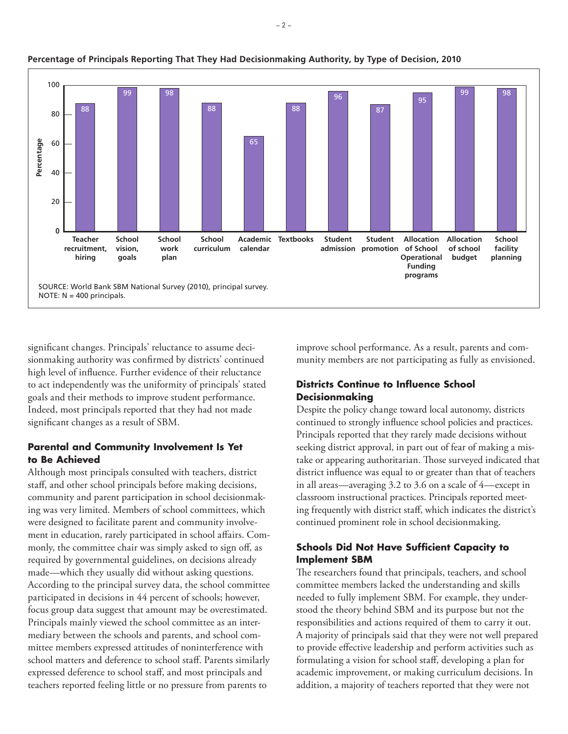**Percentage of Principals Reporting That They Had Decisionmaking Authority, by Type of Decision, 2010**

Percentage

100
80
60
40
20
0

88
99
98
88
65
88
96
87
95
99
98

Teacher recruitment, hiring
School vision, goals
School work plan
School curriculum
Academic calendar
Textbooks
Student admission
Student promotion
Allocation of School Operational Funding programs
Allocation of school budget
School facility planning

SOURCE: World Bank SBM National Survey (2010), principal survey.
NOTE: N = 400 principals.

significant changes. Principals' reluctance to assume decisionmaking authority was confirmed by districts' continued high level of influence. Further evidence of their reluctance to act independently was the uniformity of principals' stated goals and their methods to improve student performance. Indeed, most principals reported that they had not made significant changes as a result of SBM.

### Parental and Community Involvement Is Yet to Be Achieved

Although most principals consulted with teachers, district staff, and other school principals before making decisions, community and parent participation in school decisionmaking was very limited. Members of school committees, which were designed to facilitate parent and community involvement in education, rarely participated in school affairs. Commonly, the committee chair was simply asked to sign off, as required by governmental guidelines, on decisions already made—which they usually did without asking questions. According to the principal survey data, the school committee participated in decisions in 44 percent of schools; however, focus group data suggest that amount may be overestimated. Principals mainly viewed the school committee as an intermediary between the schools and parents, and school committee members expressed attitudes of noninterference with school matters and deference to school staff. Parents similarly expressed deference to school staff, and most principals and teachers reported feeling little or no pressure from parents to improve school performance. As a result, parents and community members are not participating as fully as envisioned.

### Districts Continue to Influence School Decisionmaking

Despite the policy change toward local autonomy, districts continued to strongly influence school policies and practices. Principals reported that they rarely made decisions without seeking district approval, in part out of fear of making a mistake or appearing authoritarian. Those surveyed indicated that district influence was equal to or greater than that of teachers in all areas—averaging 3.2 to 3.6 on a scale of 4—except in classroom instructional practices. Principals reported meeting frequently with district staff, which indicates the district's continued prominent role in school decisionmaking.

### Schools Did Not Have Sufficient Capacity to Implement SBM

The researchers found that principals, teachers, and school committee members lacked the understanding and skills needed to fully implement SBM. For example, they understood the theory behind SBM and its purpose but not the responsibilities and actions required of them to carry it out. A majority of principals said that they were not well prepared to provide effective leadership and perform activities such as formulating a vision for school staff, developing a plan for academic improvement, or making curriculum decisions. In addition, a majority of teachers reported that they were not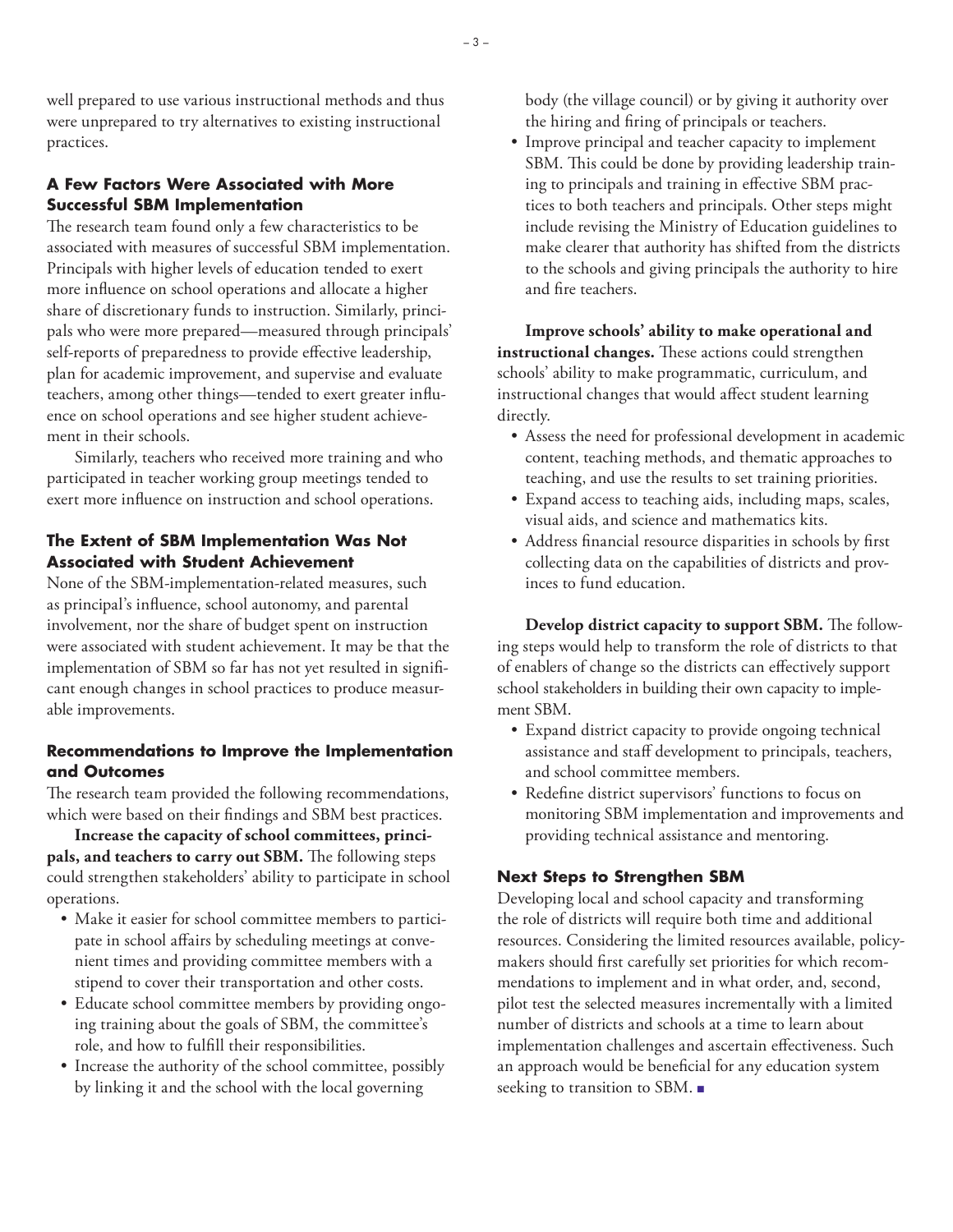well prepared to use various instructional methods and thus were unprepared to try alternatives to existing instructional practices.

### A Few Factors Were Associated with More Successful SBM Implementation

The research team found only a few characteristics to be associated with measures of successful SBM implementation. Principals with higher levels of education tended to exert more influence on school operations and allocate a higher share of discretionary funds to instruction. Similarly, principals who were more prepared—measured through principals' self-reports of preparedness to provide effective leadership, plan for academic improvement, and supervise and evaluate teachers, among other things—tended to exert greater influence on school operations and see higher student achievement in their schools.

Similarly, teachers who received more training and who participated in teacher working group meetings tended to exert more influence on instruction and school operations.

### The Extent of SBM Implementation Was Not Associated with Student Achievement

None of the SBM-implementation-related measures, such as principal's influence, school autonomy, and parental involvement, nor the share of budget spent on instruction were associated with student achievement. It may be that the implementation of SBM so far has not yet resulted in significant enough changes in school practices to produce measurable improvements.

### Recommendations to Improve the Implementation and Outcomes

The research team provided the following recommendations, which were based on their findings and SBM best practices.

**Increase the capacity of school committees, principals, and teachers to carry out SBM.** The following steps could strengthen stakeholders' ability to participate in school operations.

- Make it easier for school committee members to participate in school affairs by scheduling meetings at convenient times and providing committee members with a stipend to cover their transportation and other costs.
- Educate school committee members by providing ongoing training about the goals of SBM, the committee's role, and how to fulfill their responsibilities.
- Increase the authority of the school committee, possibly by linking it and the school with the local governing body (the village council) or by giving it authority over the hiring and firing of principals or teachers.
- Improve principal and teacher capacity to implement SBM. This could be done by providing leadership training to principals and training in effective SBM practices to both teachers and principals. Other steps might include revising the Ministry of Education guidelines to make clearer that authority has shifted from the districts to the schools and giving principals the authority to hire and fire teachers.

**Improve schools' ability to make operational and instructional changes.** These actions could strengthen schools' ability to make programmatic, curriculum, and instructional changes that would affect student learning directly.

- Assess the need for professional development in academic content, teaching methods, and thematic approaches to teaching, and use the results to set training priorities.
- Expand access to teaching aids, including maps, scales, visual aids, and science and mathematics kits.
- Address financial resource disparities in schools by first collecting data on the capabilities of districts and provinces to fund education.

**Develop district capacity to support SBM.** The following steps would help to transform the role of districts to that of enablers of change so the districts can effectively support school stakeholders in building their own capacity to implement SBM.

- Expand district capacity to provide ongoing technical assistance and staff development to principals, teachers, and school committee members.
- Redefine district supervisors' functions to focus on monitoring SBM implementation and improvements and providing technical assistance and mentoring.

### Next Steps to Strengthen SBM

Developing local and school capacity and transforming the role of districts will require both time and additional resources. Considering the limited resources available, policymakers should first carefully set priorities for which recommendations to implement and in what order, and, second, pilot test the selected measures incrementally with a limited number of districts and schools at a time to learn about implementation challenges and ascertain effectiveness. Such an approach would be beneficial for any education system seeking to transition to SBM. ■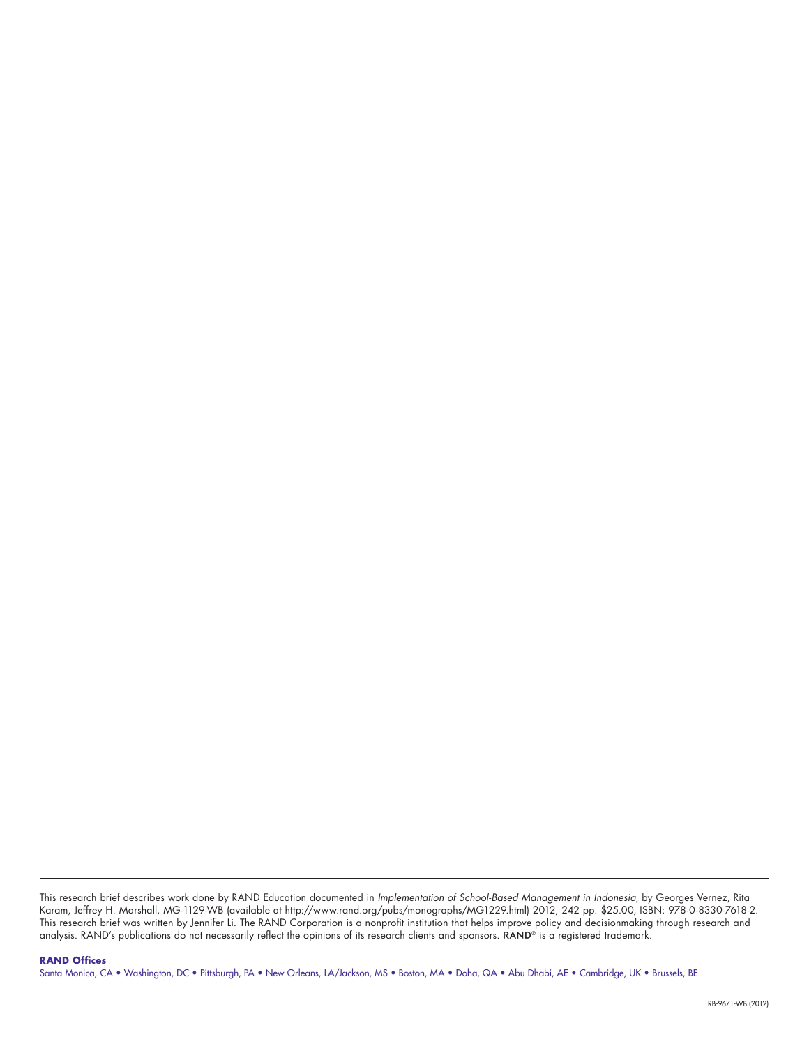This research brief describes work done by RAND Education documented in *Implementation of School-Based Management in Indonesia*, by Georges Vernez, Rita Karam, Jeffrey H. Marshall, MG-1129-WB (available at http://www.rand.org/pubs/monographs/MG1229.html) 2012, 242 pp. $25.00, ISBN: 978-0-8330-7618-2. This research brief was written by Jennifer Li. The RAND Corporation is a nonprofit institution that helps improve policy and decisionmaking through research and analysis. RAND's publications do not necessarily reflect the opinions of its research clients and sponsors. **RAND**® is a registered trademark.

**RAND Offices**

Santa Monica, CA • Washington, DC • Pittsburgh, PA • New Orleans, LA/Jackson, MS • Boston, MA • Doha, QA • Abu Dhabi, AE • Cambridge, UK • Brussels, BE

RB-9671-WB (2012)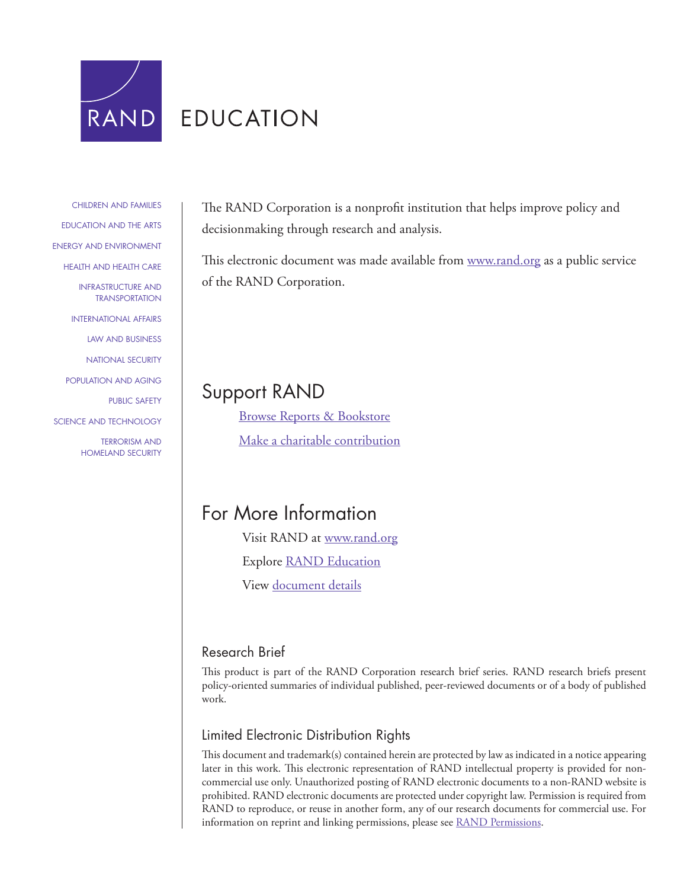RAND EDUCATION

CHILDREN AND FAMILIES

EDUCATION AND THE ARTS

ENERGY AND ENVIRONMENT

HEALTH AND HEALTH CARE

INFRASTRUCTURE AND TRANSPORTATION

INTERNATIONAL AFFAIRS

LAW AND BUSINESS

NATIONAL SECURITY

POPULATION AND AGING

PUBLIC SAFETY

SCIENCE AND TECHNOLOGY

TERRORISM AND HOMELAND SECURITY

The RAND Corporation is a nonprofit institution that helps improve policy and decisionmaking through research and analysis.

This electronic document was made available from [www.rand.org](http://www.rand.org) as a public service of the RAND Corporation.

## Support RAND

[Browse Reports & Bookstore]()

[Make a charitable contribution]()

## For More Information

Visit RAND at [www.rand.org](http://www.rand.org)

Explore [RAND Education]()

View [document details]()

### Research Brief

This product is part of the RAND Corporation research brief series. RAND research briefs present policy-oriented summaries of individual published, peer-reviewed documents or of a body of published work.

### Limited Electronic Distribution Rights

This document and trademark(s) contained herein are protected by law as indicated in a notice appearing later in this work. This electronic representation of RAND intellectual property is provided for non-commercial use only. Unauthorized posting of RAND electronic documents to a non-RAND website is prohibited. RAND electronic documents are protected under copyright law. Permission is required from RAND to reproduce, or reuse in another form, any of our research documents for commercial use. For information on reprint and linking permissions, please see [RAND Permissions]().